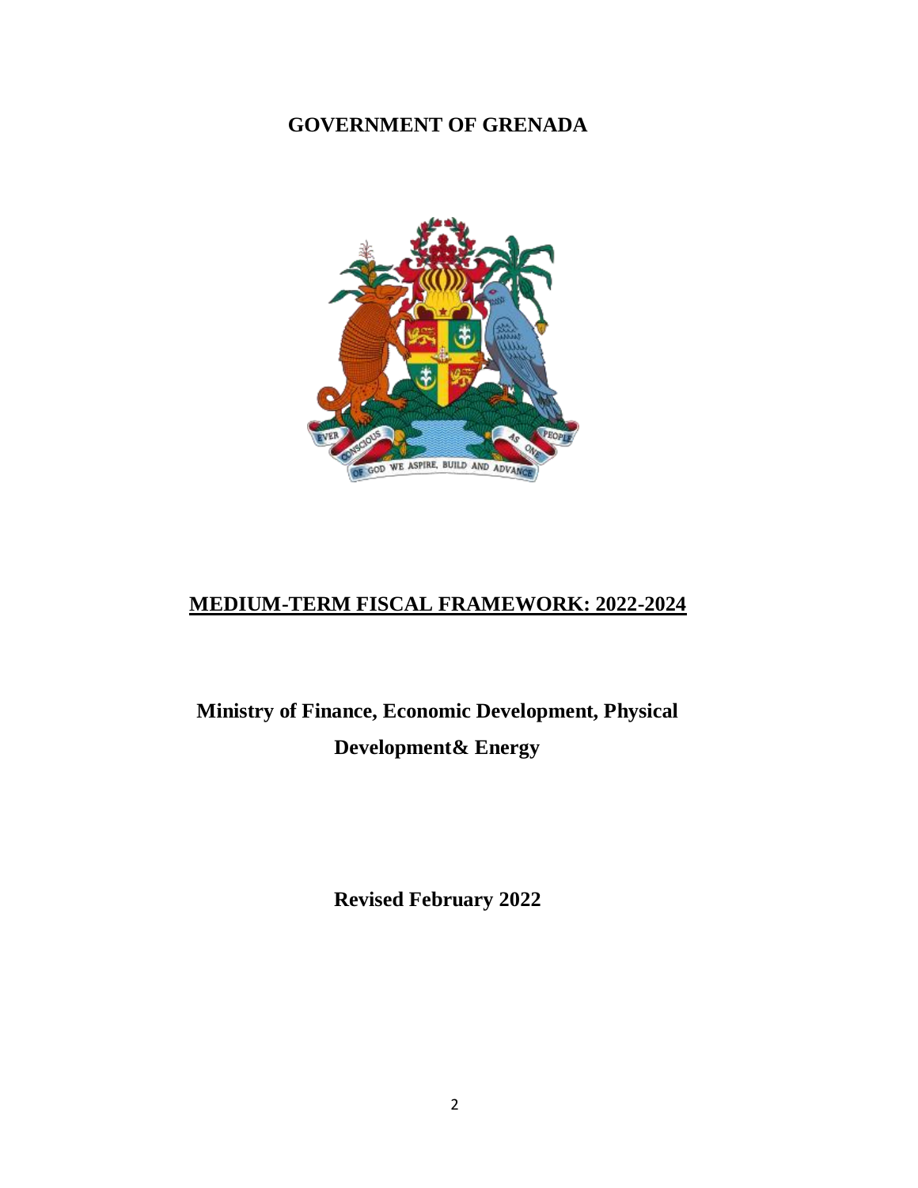# GOVERNMENT OF GRENADA

## MEDIUM-TERM FISCAL FRAMEWORK: 2022-2024

**Ministry of Finance, Economic Development, Physical Development& Energy**

**Revised February 2022**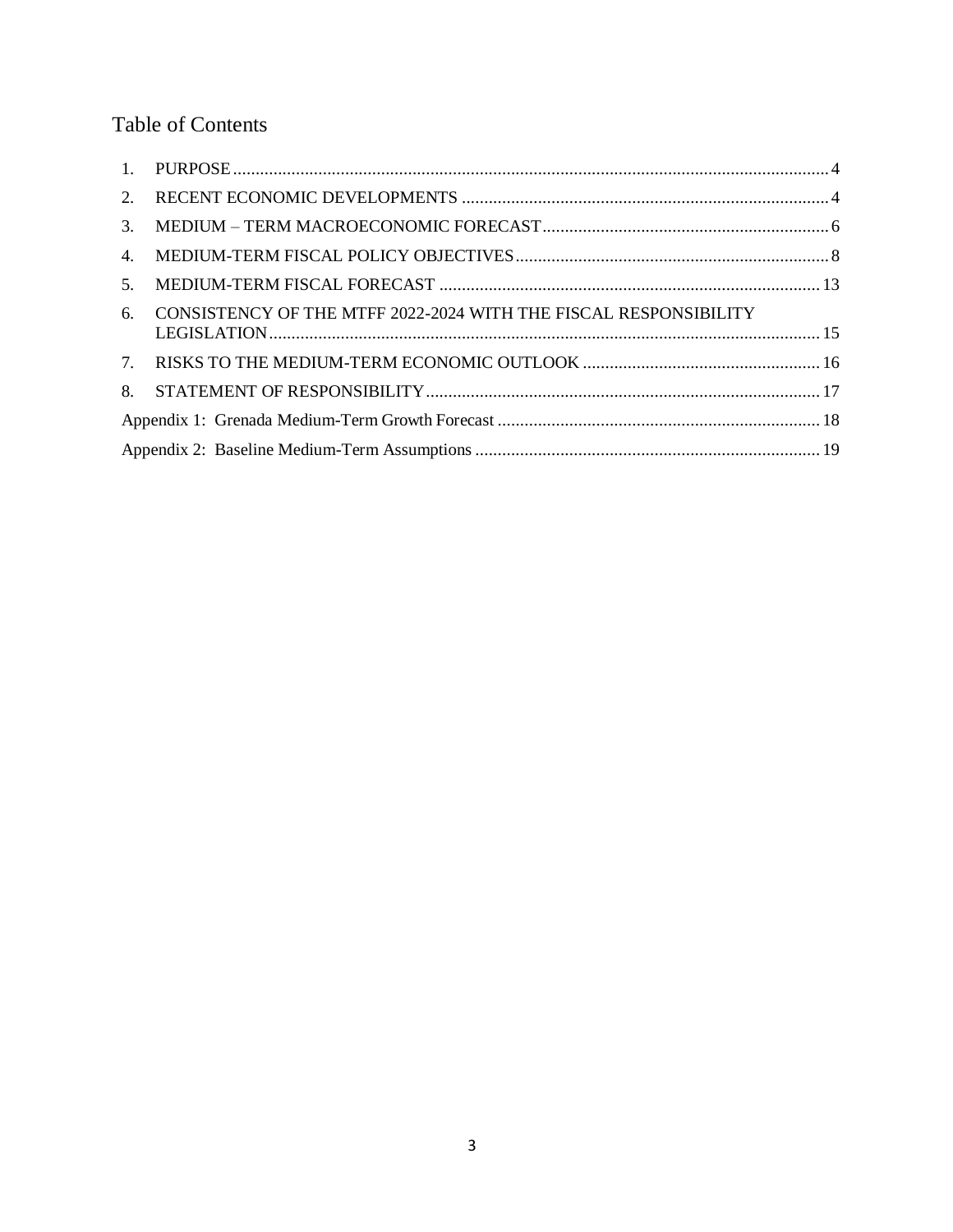# Table of Contents

1. PURPOSE .......... 4
2. RECENT ECONOMIC DEVELOPMENTS .......... 4
3. MEDIUM – TERM MACROECONOMIC FORECAST .......... 6
4. MEDIUM-TERM FISCAL POLICY OBJECTIVES .......... 8
5. MEDIUM-TERM FISCAL FORECAST .......... 13
6. CONSISTENCY OF THE MTFF 2022-2024 WITH THE FISCAL RESPONSIBILITY LEGISLATION .......... 15
7. RISKS TO THE MEDIUM-TERM ECONOMIC OUTLOOK .......... 16
8. STATEMENT OF RESPONSIBILITY .......... 17

Appendix 1: Grenada Medium-Term Growth Forecast .......... 18

Appendix 2: Baseline Medium-Term Assumptions .......... 19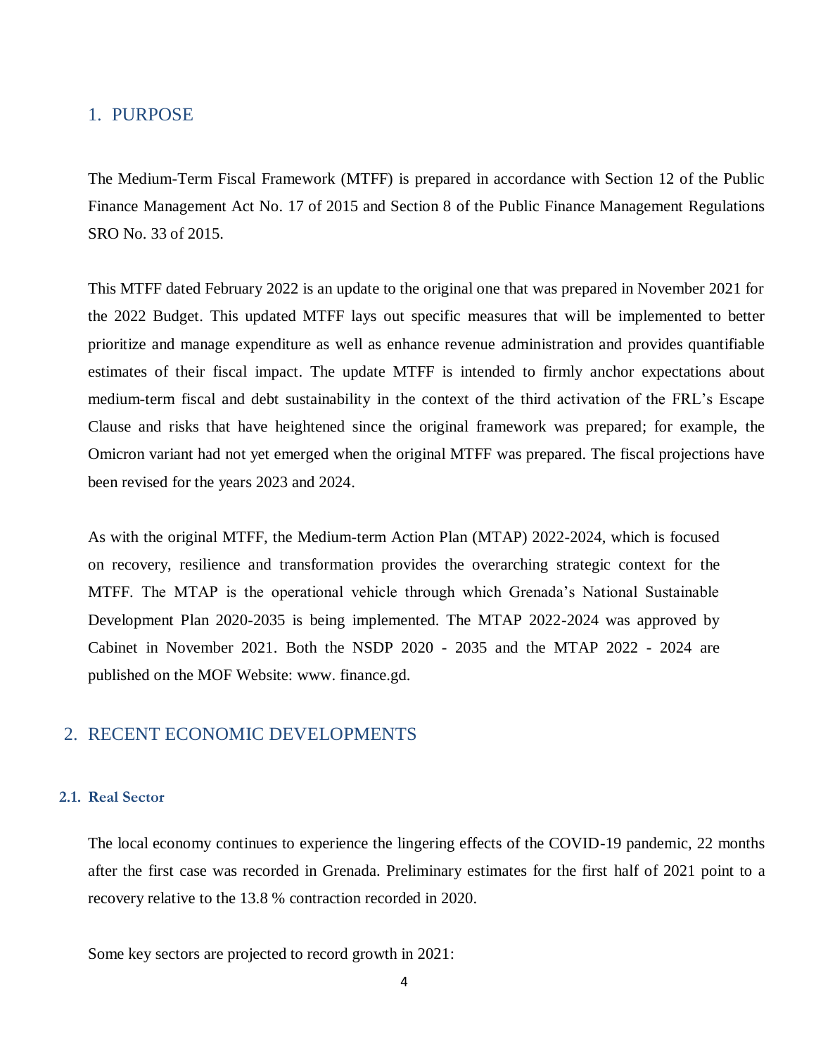## 1. PURPOSE

The Medium-Term Fiscal Framework (MTFF) is prepared in accordance with Section 12 of the Public Finance Management Act No. 17 of 2015 and Section 8 of the Public Finance Management Regulations SRO No. 33 of 2015.

This MTFF dated February 2022 is an update to the original one that was prepared in November 2021 for the 2022 Budget. This updated MTFF lays out specific measures that will be implemented to better prioritize and manage expenditure as well as enhance revenue administration and provides quantifiable estimates of their fiscal impact. The update MTFF is intended to firmly anchor expectations about medium-term fiscal and debt sustainability in the context of the third activation of the FRL's Escape Clause and risks that have heightened since the original framework was prepared; for example, the Omicron variant had not yet emerged when the original MTFF was prepared. The fiscal projections have been revised for the years 2023 and 2024.

As with the original MTFF, the Medium-term Action Plan (MTAP) 2022-2024, which is focused on recovery, resilience and transformation provides the overarching strategic context for the MTFF. The MTAP is the operational vehicle through which Grenada's National Sustainable Development Plan 2020-2035 is being implemented. The MTAP 2022-2024 was approved by Cabinet in November 2021. Both the NSDP 2020 - 2035 and the MTAP 2022 - 2024 are published on the MOF Website: www. finance.gd.

## 2. RECENT ECONOMIC DEVELOPMENTS

### 2.1. Real Sector

The local economy continues to experience the lingering effects of the COVID-19 pandemic, 22 months after the first case was recorded in Grenada. Preliminary estimates for the first half of 2021 point to a recovery relative to the 13.8 % contraction recorded in 2020.

Some key sectors are projected to record growth in 2021: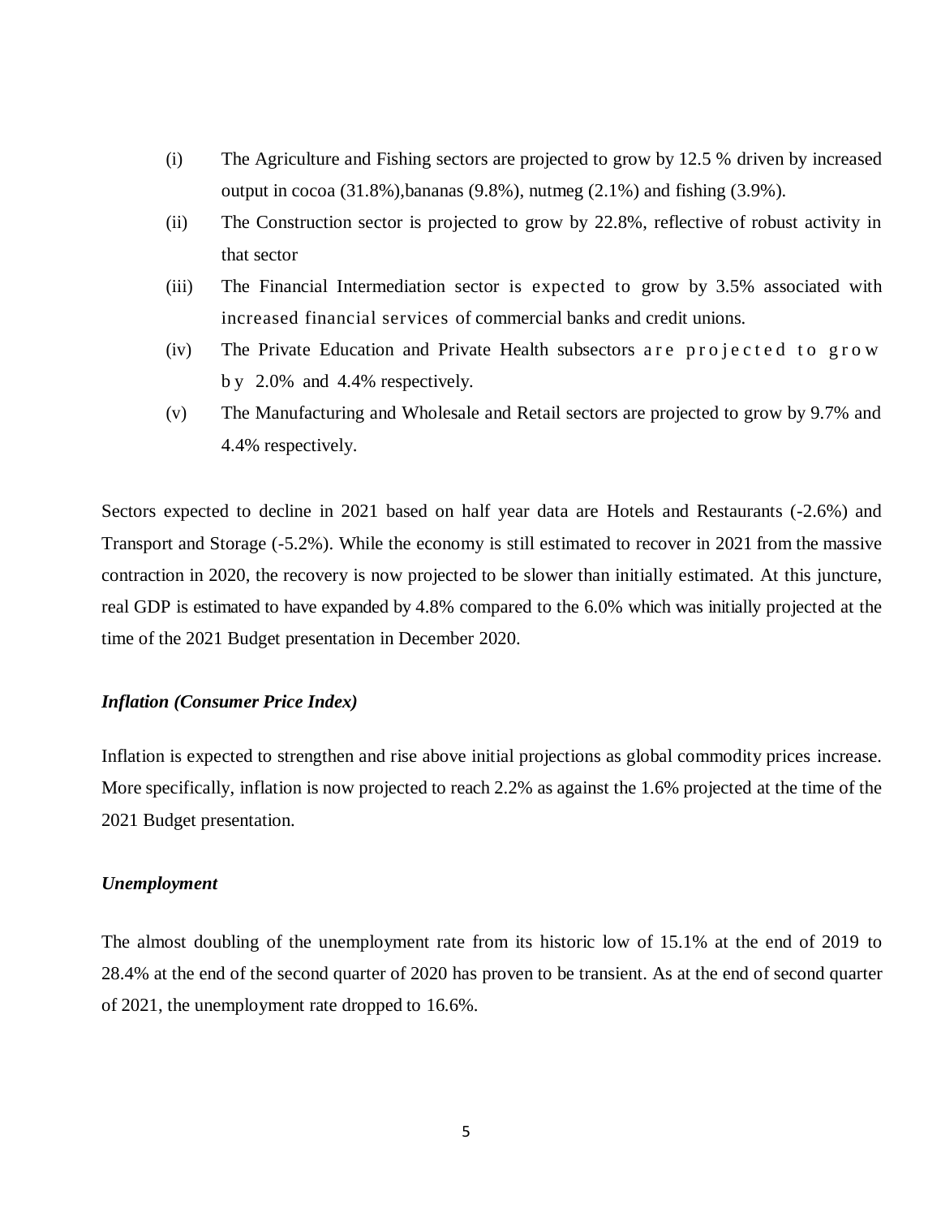(i) The Agriculture and Fishing sectors are projected to grow by 12.5 % driven by increased output in cocoa (31.8%),bananas (9.8%), nutmeg (2.1%) and fishing (3.9%).

(ii) The Construction sector is projected to grow by 22.8%, reflective of robust activity in that sector

(iii) The Financial Intermediation sector is expected to grow by 3.5% associated with increased financial services of commercial banks and credit unions.

(iv) The Private Education and Private Health subsectors are projected to grow by 2.0% and 4.4% respectively.

(v) The Manufacturing and Wholesale and Retail sectors are projected to grow by 9.7% and 4.4% respectively.

Sectors expected to decline in 2021 based on half year data are Hotels and Restaurants (-2.6%) and Transport and Storage (-5.2%). While the economy is still estimated to recover in 2021 from the massive contraction in 2020, the recovery is now projected to be slower than initially estimated. At this juncture, real GDP is estimated to have expanded by 4.8% compared to the 6.0% which was initially projected at the time of the 2021 Budget presentation in December 2020.

***Inflation (Consumer Price Index)***

Inflation is expected to strengthen and rise above initial projections as global commodity prices increase. More specifically, inflation is now projected to reach 2.2% as against the 1.6% projected at the time of the 2021 Budget presentation.

***Unemployment***

The almost doubling of the unemployment rate from its historic low of 15.1% at the end of 2019 to 28.4% at the end of the second quarter of 2020 has proven to be transient. As at the end of second quarter of 2021, the unemployment rate dropped to 16.6%.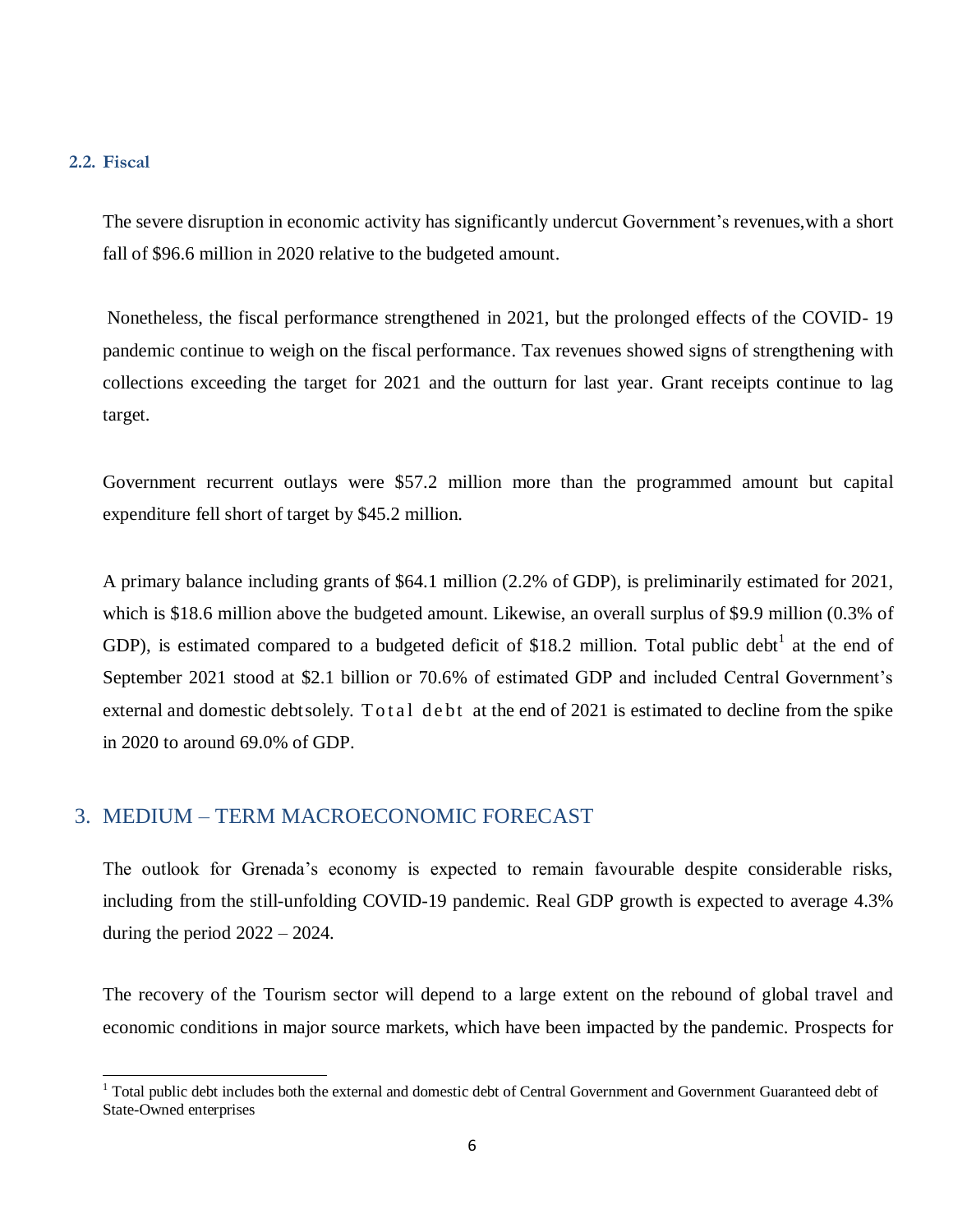### 2.2. Fiscal

The severe disruption in economic activity has significantly undercut Government's revenues,with a short fall of $96.6 million in 2020 relative to the budgeted amount.

Nonetheless, the fiscal performance strengthened in 2021, but the prolonged effects of the COVID- 19 pandemic continue to weigh on the fiscal performance. Tax revenues showed signs of strengthening with collections exceeding the target for 2021 and the outturn for last year. Grant receipts continue to lag target.

Government recurrent outlays were $57.2 million more than the programmed amount but capital expenditure fell short of target by $45.2 million.

A primary balance including grants of $64.1 million (2.2% of GDP), is preliminarily estimated for 2021, which is $18.6 million above the budgeted amount. Likewise, an overall surplus of $9.9 million (0.3% of GDP), is estimated compared to a budgeted deficit of $18.2 million. Total public debt[1] at the end of September 2021 stood at $2.1 billion or 70.6% of estimated GDP and included Central Government's external and domestic debtsolely. Total debt at the end of 2021 is estimated to decline from the spike in 2020 to around 69.0% of GDP.

## 3. MEDIUM – TERM MACROECONOMIC FORECAST

The outlook for Grenada's economy is expected to remain favourable despite considerable risks, including from the still-unfolding COVID-19 pandemic. Real GDP growth is expected to average 4.3% during the period 2022 – 2024.

The recovery of the Tourism sector will depend to a large extent on the rebound of global travel and economic conditions in major source markets, which have been impacted by the pandemic. Prospects for

[1] Total public debt includes both the external and domestic debt of Central Government and Government Guaranteed debt of State-Owned enterprises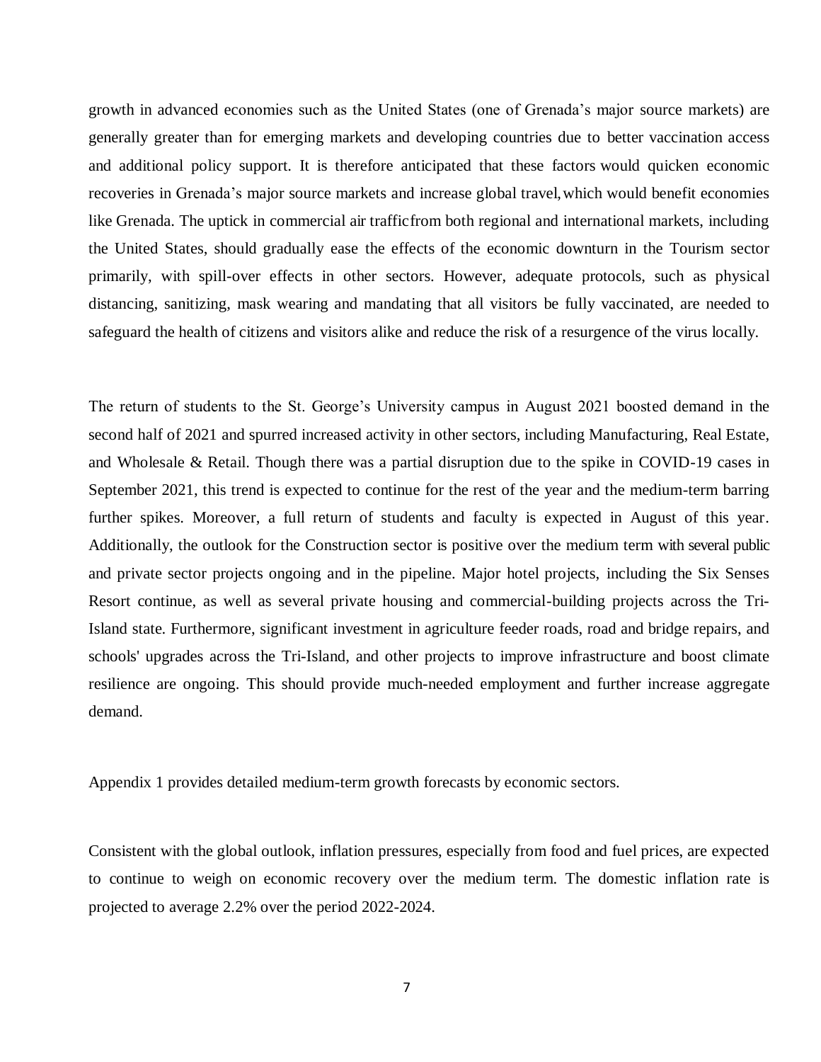growth in advanced economies such as the United States (one of Grenada's major source markets) are generally greater than for emerging markets and developing countries due to better vaccination access and additional policy support. It is therefore anticipated that these factors would quicken economic recoveries in Grenada's major source markets and increase global travel, which would benefit economies like Grenada. The uptick in commercial air traffic from both regional and international markets, including the United States, should gradually ease the effects of the economic downturn in the Tourism sector primarily, with spill-over effects in other sectors. However, adequate protocols, such as physical distancing, sanitizing, mask wearing and mandating that all visitors be fully vaccinated, are needed to safeguard the health of citizens and visitors alike and reduce the risk of a resurgence of the virus locally.

The return of students to the St. George's University campus in August 2021 boosted demand in the second half of 2021 and spurred increased activity in other sectors, including Manufacturing, Real Estate, and Wholesale & Retail. Though there was a partial disruption due to the spike in COVID-19 cases in September 2021, this trend is expected to continue for the rest of the year and the medium-term barring further spikes. Moreover, a full return of students and faculty is expected in August of this year. Additionally, the outlook for the Construction sector is positive over the medium term with several public and private sector projects ongoing and in the pipeline. Major hotel projects, including the Six Senses Resort continue, as well as several private housing and commercial-building projects across the Tri-Island state. Furthermore, significant investment in agriculture feeder roads, road and bridge repairs, and schools' upgrades across the Tri-Island, and other projects to improve infrastructure and boost climate resilience are ongoing. This should provide much-needed employment and further increase aggregate demand.

Appendix 1 provides detailed medium-term growth forecasts by economic sectors.

Consistent with the global outlook, inflation pressures, especially from food and fuel prices, are expected to continue to weigh on economic recovery over the medium term. The domestic inflation rate is projected to average 2.2% over the period 2022-2024.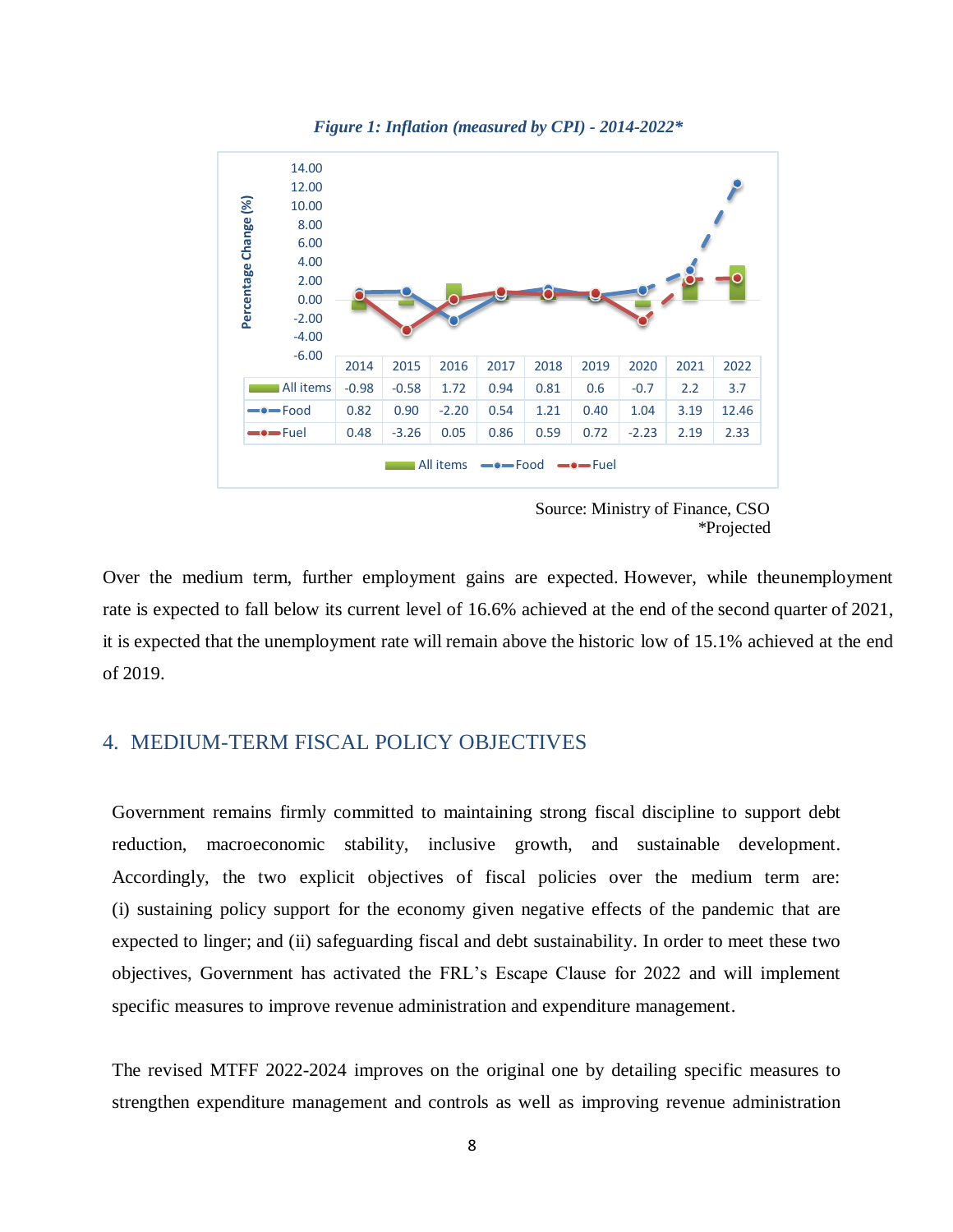*Figure 1: Inflation (measured by CPI) - 2014-2022**

| | 2014 | 2015 | 2016 | 2017 | 2018 | 2019 | 2020 | 2021 | 2022 |
|---|---|---|---|---|---|---|---|---|---|
| All items | -0.98 | -0.58 | 1.72 | 0.94 | 0.81 | 0.6 | -0.7 | 2.2 | 3.7 |
| Food | 0.82 | 0.90 | -2.20 | 0.54 | 1.21 | 0.40 | 1.04 | 3.19 | 12.46 |
| Fuel | 0.48 | -3.26 | 0.05 | 0.86 | 0.59 | 0.72 | -2.23 | 2.19 | 2.33 |

Source: Ministry of Finance, CSO
*Projected

Over the medium term, further employment gains are expected. However, while theunemployment rate is expected to fall below its current level of 16.6% achieved at the end of the second quarter of 2021, it is expected that the unemployment rate will remain above the historic low of 15.1% achieved at the end of 2019.

## 4. MEDIUM-TERM FISCAL POLICY OBJECTIVES

Government remains firmly committed to maintaining strong fiscal discipline to support debt reduction, macroeconomic stability, inclusive growth, and sustainable development. Accordingly, the two explicit objectives of fiscal policies over the medium term are: (i) sustaining policy support for the economy given negative effects of the pandemic that are expected to linger; and (ii) safeguarding fiscal and debt sustainability. In order to meet these two objectives, Government has activated the FRL's Escape Clause for 2022 and will implement specific measures to improve revenue administration and expenditure management.

The revised MTFF 2022-2024 improves on the original one by detailing specific measures to strengthen expenditure management and controls as well as improving revenue administration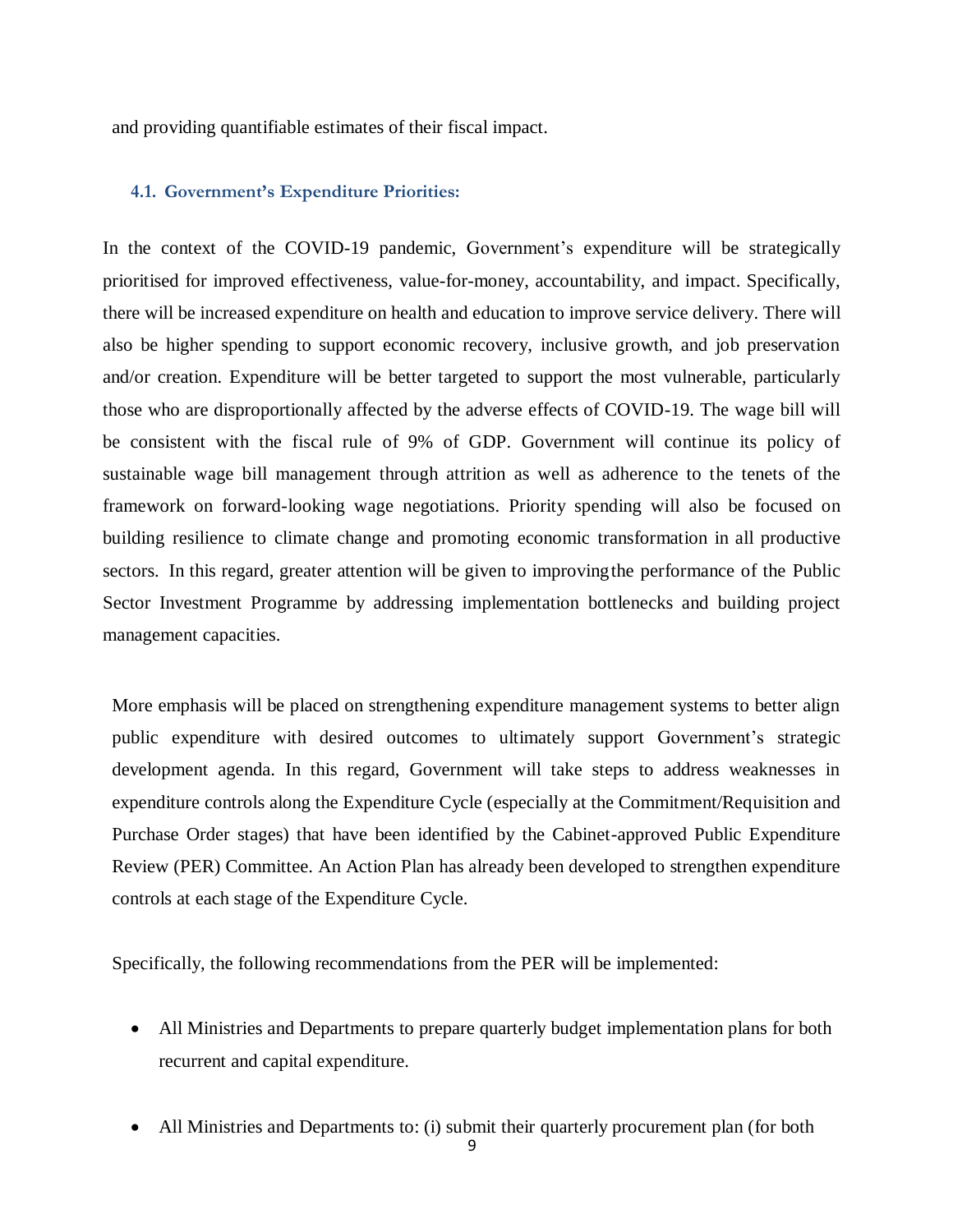and providing quantifiable estimates of their fiscal impact.

### 4.1. Government's Expenditure Priorities:

In the context of the COVID-19 pandemic, Government's expenditure will be strategically prioritised for improved effectiveness, value-for-money, accountability, and impact. Specifically, there will be increased expenditure on health and education to improve service delivery. There will also be higher spending to support economic recovery, inclusive growth, and job preservation and/or creation. Expenditure will be better targeted to support the most vulnerable, particularly those who are disproportionally affected by the adverse effects of COVID-19. The wage bill will be consistent with the fiscal rule of 9% of GDP. Government will continue its policy of sustainable wage bill management through attrition as well as adherence to the tenets of the framework on forward-looking wage negotiations. Priority spending will also be focused on building resilience to climate change and promoting economic transformation in all productive sectors. In this regard, greater attention will be given to improving the performance of the Public Sector Investment Programme by addressing implementation bottlenecks and building project management capacities.

More emphasis will be placed on strengthening expenditure management systems to better align public expenditure with desired outcomes to ultimately support Government's strategic development agenda. In this regard, Government will take steps to address weaknesses in expenditure controls along the Expenditure Cycle (especially at the Commitment/Requisition and Purchase Order stages) that have been identified by the Cabinet-approved Public Expenditure Review (PER) Committee. An Action Plan has already been developed to strengthen expenditure controls at each stage of the Expenditure Cycle.

Specifically, the following recommendations from the PER will be implemented:

- All Ministries and Departments to prepare quarterly budget implementation plans for both recurrent and capital expenditure.
- All Ministries and Departments to: (i) submit their quarterly procurement plan (for both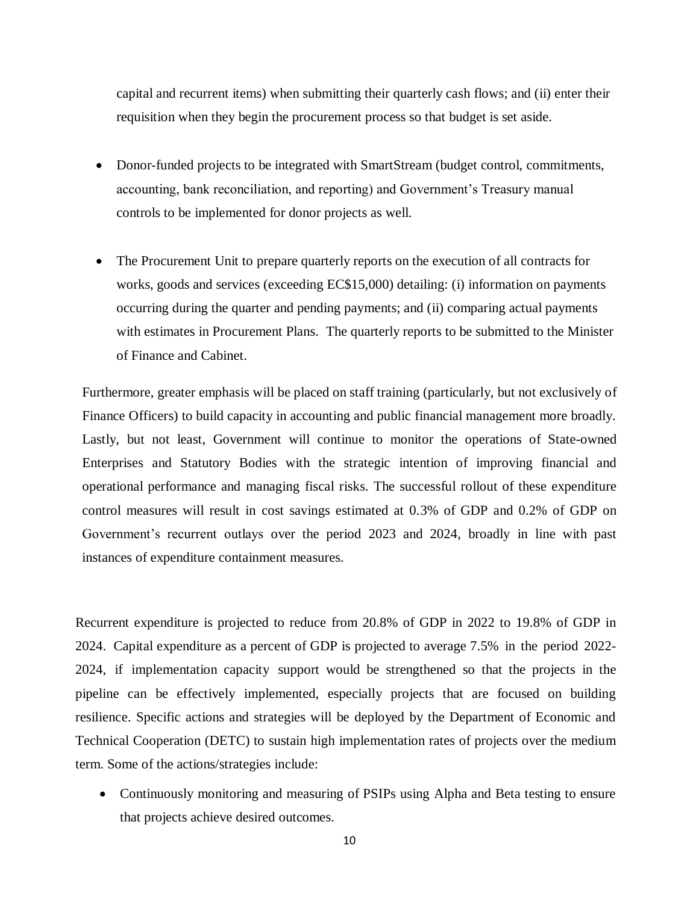capital and recurrent items) when submitting their quarterly cash flows; and (ii) enter their requisition when they begin the procurement process so that budget is set aside.

- Donor-funded projects to be integrated with SmartStream (budget control, commitments, accounting, bank reconciliation, and reporting) and Government's Treasury manual controls to be implemented for donor projects as well.

- The Procurement Unit to prepare quarterly reports on the execution of all contracts for works, goods and services (exceeding EC$15,000) detailing: (i) information on payments occurring during the quarter and pending payments; and (ii) comparing actual payments with estimates in Procurement Plans. The quarterly reports to be submitted to the Minister of Finance and Cabinet.

Furthermore, greater emphasis will be placed on staff training (particularly, but not exclusively of Finance Officers) to build capacity in accounting and public financial management more broadly. Lastly, but not least, Government will continue to monitor the operations of State-owned Enterprises and Statutory Bodies with the strategic intention of improving financial and operational performance and managing fiscal risks. The successful rollout of these expenditure control measures will result in cost savings estimated at 0.3% of GDP and 0.2% of GDP on Government's recurrent outlays over the period 2023 and 2024, broadly in line with past instances of expenditure containment measures.

Recurrent expenditure is projected to reduce from 20.8% of GDP in 2022 to 19.8% of GDP in 2024. Capital expenditure as a percent of GDP is projected to average 7.5% in the period 2022-2024, if implementation capacity support would be strengthened so that the projects in the pipeline can be effectively implemented, especially projects that are focused on building resilience. Specific actions and strategies will be deployed by the Department of Economic and Technical Cooperation (DETC) to sustain high implementation rates of projects over the medium term. Some of the actions/strategies include:

- Continuously monitoring and measuring of PSIPs using Alpha and Beta testing to ensure that projects achieve desired outcomes.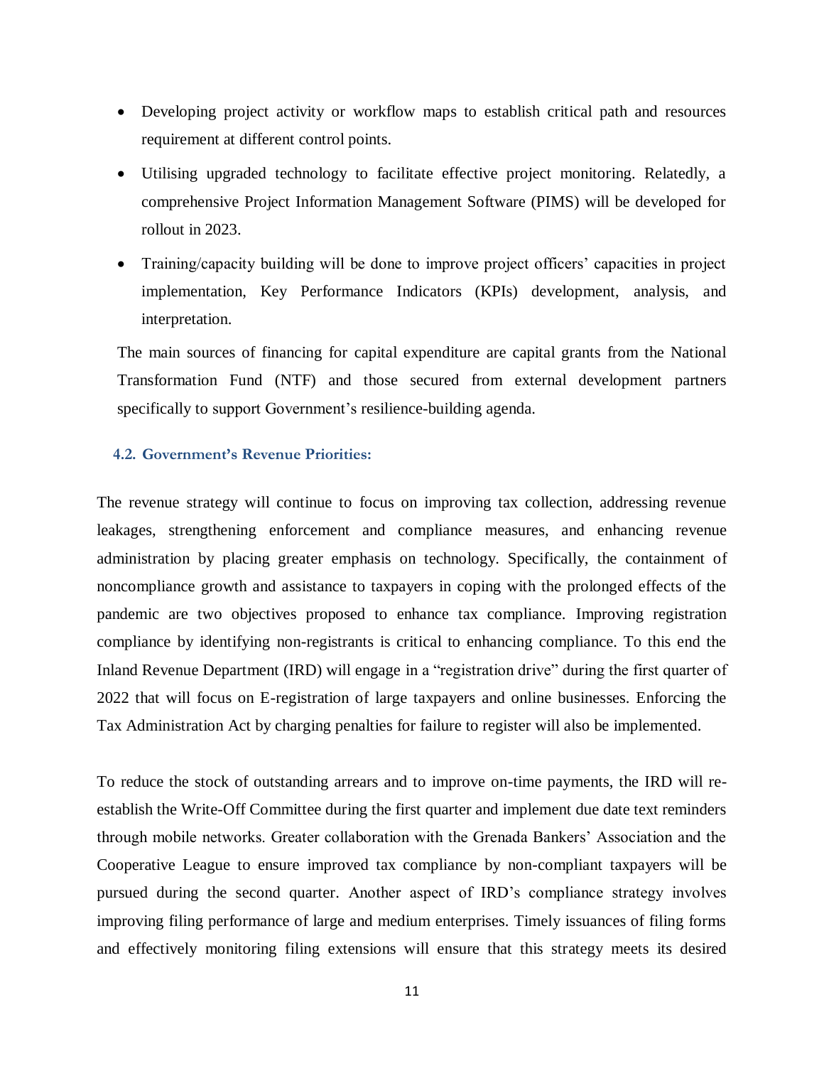- Developing project activity or workflow maps to establish critical path and resources requirement at different control points.
- Utilising upgraded technology to facilitate effective project monitoring. Relatedly, a comprehensive Project Information Management Software (PIMS) will be developed for rollout in 2023.
- Training/capacity building will be done to improve project officers' capacities in project implementation, Key Performance Indicators (KPIs) development, analysis, and interpretation.

The main sources of financing for capital expenditure are capital grants from the National Transformation Fund (NTF) and those secured from external development partners specifically to support Government's resilience-building agenda.

### 4.2. Government's Revenue Priorities:

The revenue strategy will continue to focus on improving tax collection, addressing revenue leakages, strengthening enforcement and compliance measures, and enhancing revenue administration by placing greater emphasis on technology. Specifically, the containment of noncompliance growth and assistance to taxpayers in coping with the prolonged effects of the pandemic are two objectives proposed to enhance tax compliance. Improving registration compliance by identifying non-registrants is critical to enhancing compliance. To this end the Inland Revenue Department (IRD) will engage in a "registration drive" during the first quarter of 2022 that will focus on E-registration of large taxpayers and online businesses. Enforcing the Tax Administration Act by charging penalties for failure to register will also be implemented.

To reduce the stock of outstanding arrears and to improve on-time payments, the IRD will re-establish the Write-Off Committee during the first quarter and implement due date text reminders through mobile networks. Greater collaboration with the Grenada Bankers' Association and the Cooperative League to ensure improved tax compliance by non-compliant taxpayers will be pursued during the second quarter. Another aspect of IRD's compliance strategy involves improving filing performance of large and medium enterprises. Timely issuances of filing forms and effectively monitoring filing extensions will ensure that this strategy meets its desired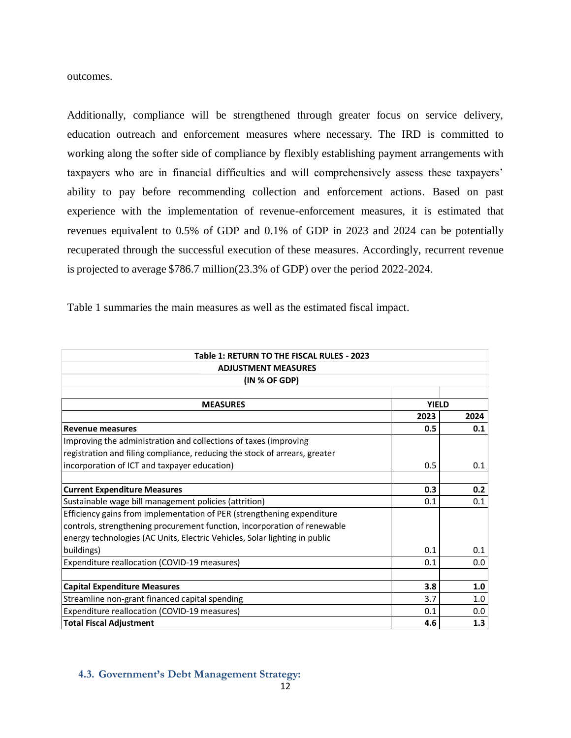outcomes.

Additionally, compliance will be strengthened through greater focus on service delivery, education outreach and enforcement measures where necessary. The IRD is committed to working along the softer side of compliance by flexibly establishing payment arrangements with taxpayers who are in financial difficulties and will comprehensively assess these taxpayers' ability to pay before recommending collection and enforcement actions. Based on past experience with the implementation of revenue-enforcement measures, it is estimated that revenues equivalent to 0.5% of GDP and 0.1% of GDP in 2023 and 2024 can be potentially recuperated through the successful execution of these measures. Accordingly, recurrent revenue is projected to average $786.7 million(23.3% of GDP) over the period 2022-2024.

Table 1 summaries the main measures as well as the estimated fiscal impact.

**Table 1: RETURN TO THE FISCAL RULES - 2023**
**ADJUSTMENT MEASURES**
**(IN % OF GDP)**

| **MEASURES** | **YIELD** | |
|---|---|---|
| | **2023** | **2024** |
| **Revenue measures** | **0.5** | **0.1** |
| Improving the administration and collections of taxes (improving registration and filing compliance, reducing the stock of arrears, greater incorporation of ICT and taxpayer education) | 0.5 | 0.1 |
| | | |
| **Current Expenditure Measures** | **0.3** | **0.2** |
| Sustainable wage bill management policies (attrition) | 0.1 | 0.1 |
| Efficiency gains from implementation of PER (strengthening expenditure controls, strengthening procurement function, incorporation of renewable energy technologies (AC Units, Electric Vehicles, Solar lighting in public buildings) | 0.1 | 0.1 |
| Expenditure reallocation (COVID-19 measures) | 0.1 | 0.0 |
| | | |
| **Capital Expenditure Measures** | **3.8** | **1.0** |
| Streamline non-grant financed capital spending | 3.7 | 1.0 |
| Expenditure reallocation (COVID-19 measures) | 0.1 | 0.0 |
| **Total Fiscal Adjustment** | **4.6** | **1.3** |

### 4.3. Government's Debt Management Strategy: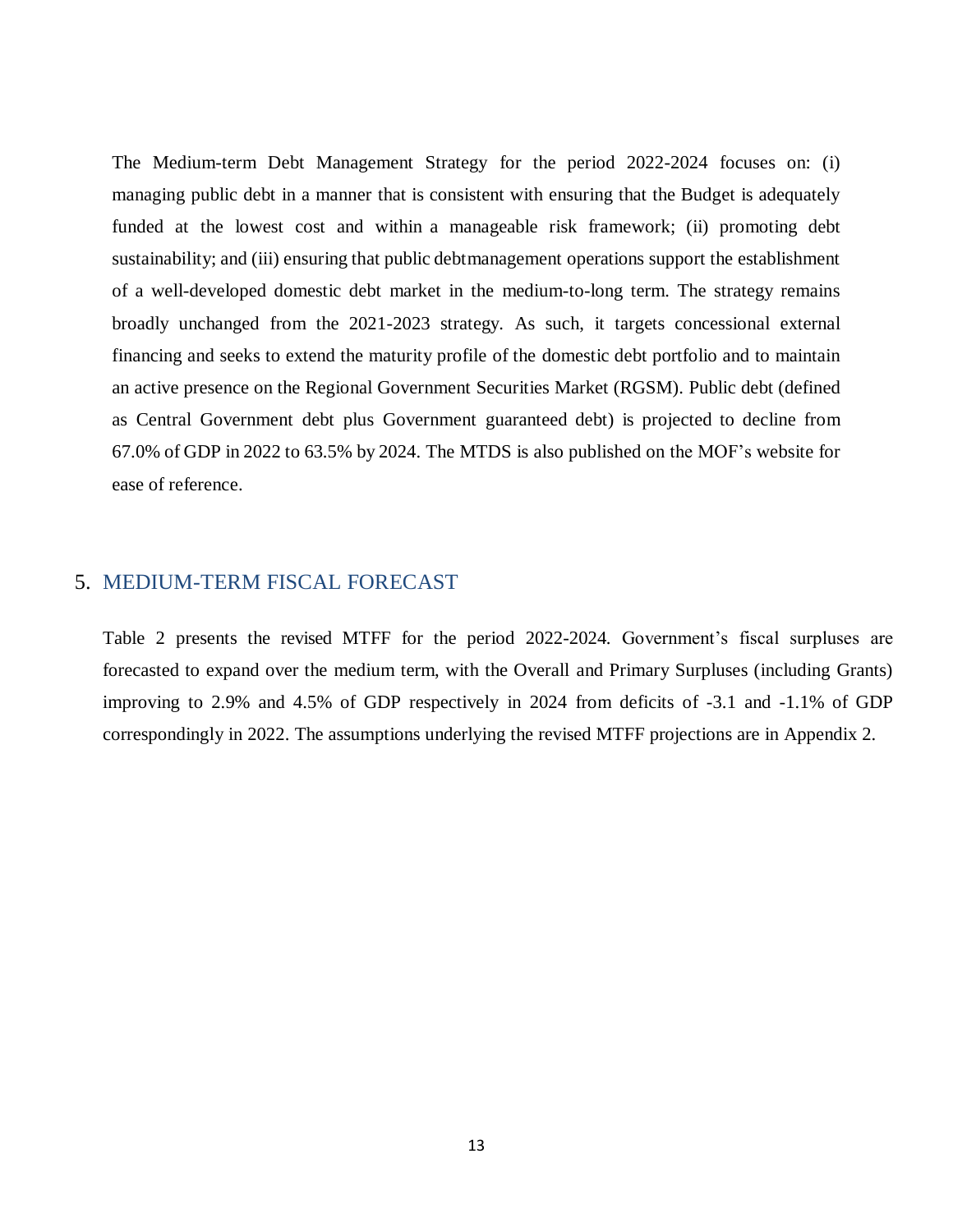The Medium-term Debt Management Strategy for the period 2022-2024 focuses on: (i) managing public debt in a manner that is consistent with ensuring that the Budget is adequately funded at the lowest cost and within a manageable risk framework; (ii) promoting debt sustainability; and (iii) ensuring that public debtmanagement operations support the establishment of a well-developed domestic debt market in the medium-to-long term. The strategy remains broadly unchanged from the 2021-2023 strategy. As such, it targets concessional external financing and seeks to extend the maturity profile of the domestic debt portfolio and to maintain an active presence on the Regional Government Securities Market (RGSM). Public debt (defined as Central Government debt plus Government guaranteed debt) is projected to decline from 67.0% of GDP in 2022 to 63.5% by 2024. The MTDS is also published on the MOF's website for ease of reference.

## 5. MEDIUM-TERM FISCAL FORECAST

Table 2 presents the revised MTFF for the period 2022-2024. Government's fiscal surpluses are forecasted to expand over the medium term, with the Overall and Primary Surpluses (including Grants) improving to 2.9% and 4.5% of GDP respectively in 2024 from deficits of -3.1 and -1.1% of GDP correspondingly in 2022. The assumptions underlying the revised MTFF projections are in Appendix 2.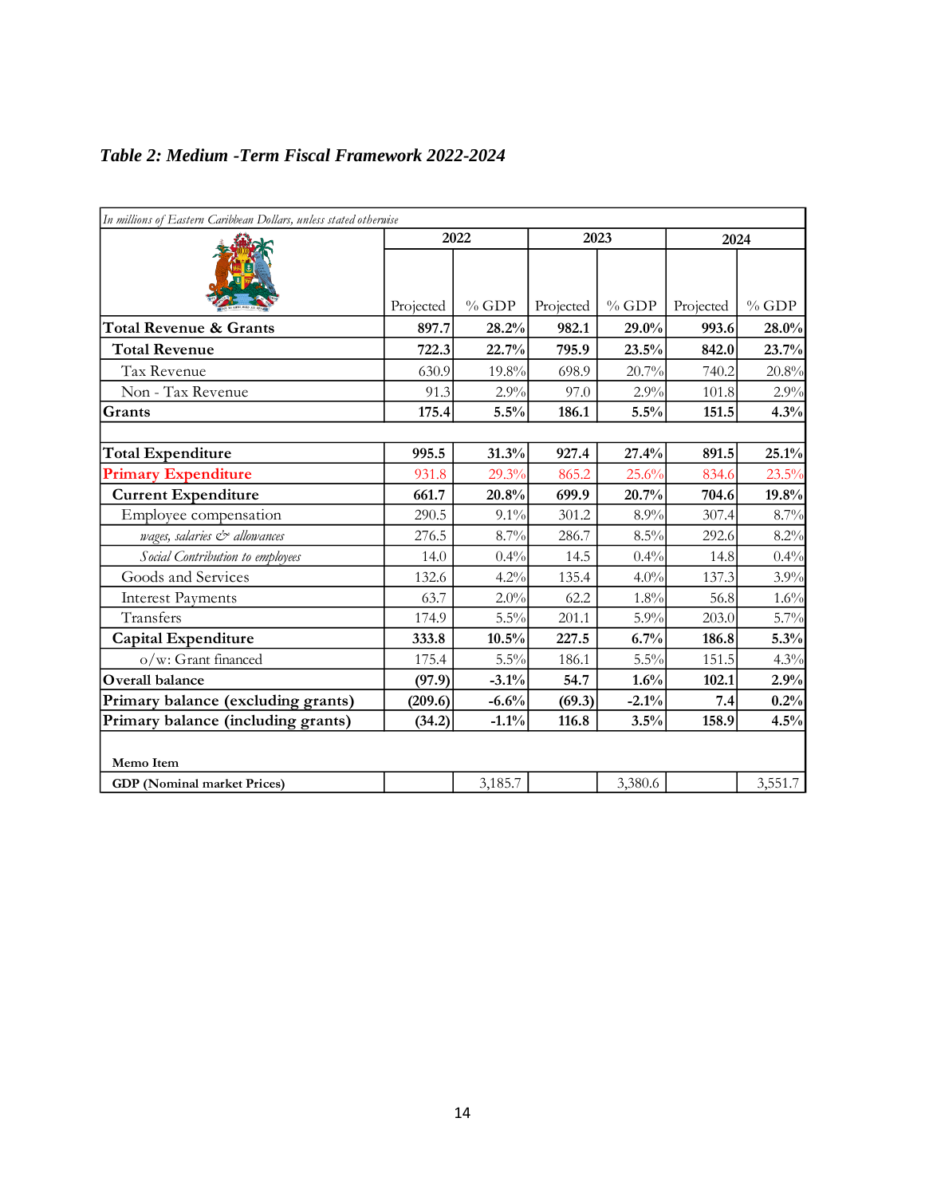***Table 2: Medium -Term Fiscal Framework 2022-2024***

*In millions of Eastern Caribbean Dollars, unless stated otherwise*

| | 2022 | | 2023 | | 2024 | |
|---|---|---|---|---|---|---|
| | Projected | % GDP | Projected | % GDP | Projected | % GDP |
| **Total Revenue & Grants** | **897.7** | **28.2%** | **982.1** | **29.0%** | **993.6** | **28.0%** |
| **Total Revenue** | **722.3** | **22.7%** | **795.9** | **23.5%** | **842.0** | **23.7%** |
| Tax Revenue | 630.9 | 19.8% | 698.9 | 20.7% | 740.2 | 20.8% |
| Non - Tax Revenue | 91.3 | 2.9% | 97.0 | 2.9% | 101.8 | 2.9% |
| **Grants** | **175.4** | **5.5%** | **186.1** | **5.5%** | **151.5** | **4.3%** |
| | | | | | | |
| **Total Expenditure** | **995.5** | **31.3%** | **927.4** | **27.4%** | **891.5** | **25.1%** |
| **Primary Expenditure** | 931.8 | 29.3% | 865.2 | 25.6% | 834.6 | 23.5% |
| **Current Expenditure** | **661.7** | **20.8%** | **699.9** | **20.7%** | **704.6** | **19.8%** |
| Employee compensation | 290.5 | 9.1% | 301.2 | 8.9% | 307.4 | 8.7% |
| *wages, salaries & allowances* | 276.5 | 8.7% | 286.7 | 8.5% | 292.6 | 8.2% |
| *Social Contribution to employees* | 14.0 | 0.4% | 14.5 | 0.4% | 14.8 | 0.4% |
| Goods and Services | 132.6 | 4.2% | 135.4 | 4.0% | 137.3 | 3.9% |
| Interest Payments | 63.7 | 2.0% | 62.2 | 1.8% | 56.8 | 1.6% |
| Transfers | 174.9 | 5.5% | 201.1 | 5.9% | 203.0 | 5.7% |
| **Capital Expenditure** | **333.8** | **10.5%** | **227.5** | **6.7%** | **186.8** | **5.3%** |
| o/w: Grant financed | 175.4 | 5.5% | 186.1 | 5.5% | 151.5 | 4.3% |
| **Overall balance** | **(97.9)** | **-3.1%** | **54.7** | **1.6%** | **102.1** | **2.9%** |
| **Primary balance (excluding grants)** | **(209.6)** | **-6.6%** | **(69.3)** | **-2.1%** | **7.4** | **0.2%** |
| **Primary balance (including grants)** | **(34.2)** | **-1.1%** | **116.8** | **3.5%** | **158.9** | **4.5%** |
| | | | | | | |
| **Memo Item** | | | | | | |
| **GDP (Nominal market Prices)** | | 3,185.7 | | 3,380.6 | | 3,551.7 |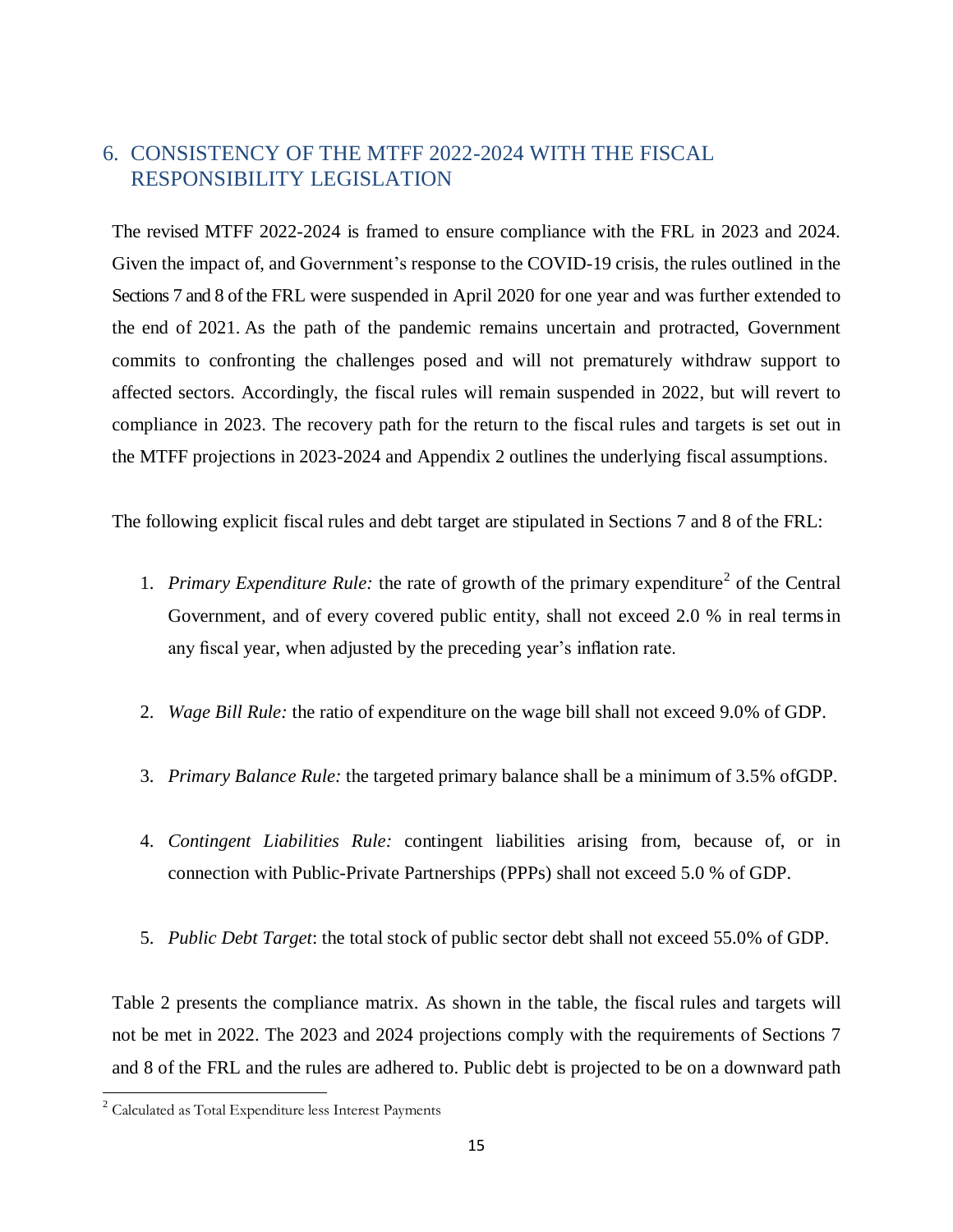## 6. CONSISTENCY OF THE MTFF 2022-2024 WITH THE FISCAL RESPONSIBILITY LEGISLATION

The revised MTFF 2022-2024 is framed to ensure compliance with the FRL in 2023 and 2024. Given the impact of, and Government's response to the COVID-19 crisis, the rules outlined in the Sections 7 and 8 of the FRL were suspended in April 2020 for one year and was further extended to the end of 2021. As the path of the pandemic remains uncertain and protracted, Government commits to confronting the challenges posed and will not prematurely withdraw support to affected sectors. Accordingly, the fiscal rules will remain suspended in 2022, but will revert to compliance in 2023. The recovery path for the return to the fiscal rules and targets is set out in the MTFF projections in 2023-2024 and Appendix 2 outlines the underlying fiscal assumptions.

The following explicit fiscal rules and debt target are stipulated in Sections 7 and 8 of the FRL:

1. *Primary Expenditure Rule:* the rate of growth of the primary expenditure[2] of the Central Government, and of every covered public entity, shall not exceed 2.0 % in real terms in any fiscal year, when adjusted by the preceding year's inflation rate.

2. *Wage Bill Rule:* the ratio of expenditure on the wage bill shall not exceed 9.0% of GDP.

3. *Primary Balance Rule:* the targeted primary balance shall be a minimum of 3.5% ofGDP.

4. *Contingent Liabilities Rule:* contingent liabilities arising from, because of, or in connection with Public-Private Partnerships (PPPs) shall not exceed 5.0 % of GDP.

5. *Public Debt Target*: the total stock of public sector debt shall not exceed 55.0% of GDP.

Table 2 presents the compliance matrix. As shown in the table, the fiscal rules and targets will not be met in 2022. The 2023 and 2024 projections comply with the requirements of Sections 7 and 8 of the FRL and the rules are adhered to. Public debt is projected to be on a downward path

[2] Calculated as Total Expenditure less Interest Payments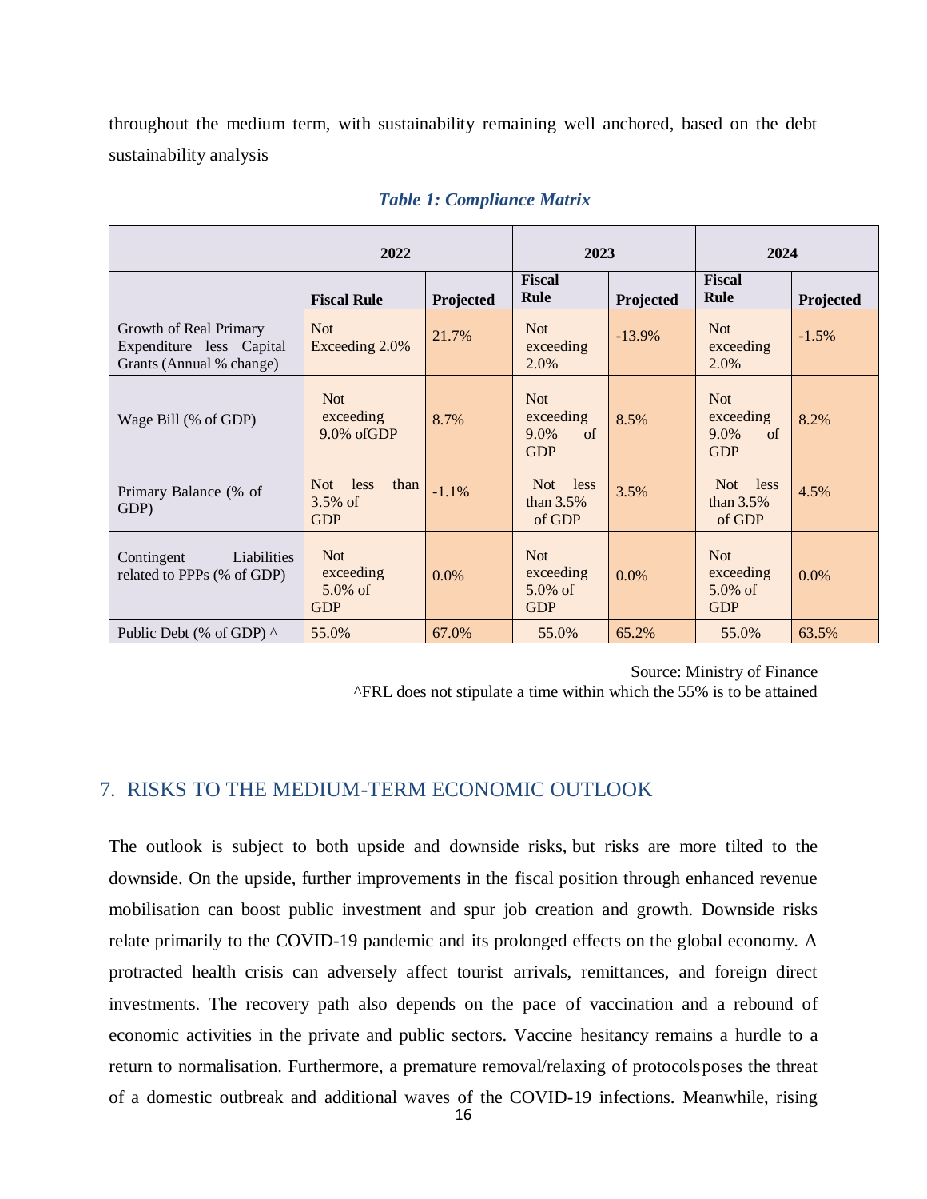throughout the medium term, with sustainability remaining well anchored, based on the debt sustainability analysis

***Table 1: Compliance Matrix***

| | 2022 | | 2023 | | 2024 | |
|---|---|---|---|---|---|---|
| | **Fiscal Rule** | **Projected** | **Fiscal Rule** | **Projected** | **Fiscal Rule** | **Projected** |
| Growth of Real Primary Expenditure less Capital Grants (Annual % change) | Not Exceeding 2.0% | 21.7% | Not exceeding 2.0% | -13.9% | Not exceeding 2.0% | -1.5% |
| Wage Bill (% of GDP) | Not exceeding 9.0% ofGDP | 8.7% | Not exceeding 9.0% of GDP | 8.5% | Not exceeding 9.0% of GDP | 8.2% |
| Primary Balance (% of GDP) | Not less than 3.5% of GDP | -1.1% | Not less than 3.5% of GDP | 3.5% | Not less than 3.5% of GDP | 4.5% |
| Contingent Liabilities related to PPPs (% of GDP) | Not exceeding 5.0% of GDP | 0.0% | Not exceeding 5.0% of GDP | 0.0% | Not exceeding 5.0% of GDP | 0.0% |
| Public Debt (% of GDP) ^ | 55.0% | 67.0% | 55.0% | 65.2% | 55.0% | 63.5% |

Source: Ministry of Finance
^FRL does not stipulate a time within which the 55% is to be attained

## 7. RISKS TO THE MEDIUM-TERM ECONOMIC OUTLOOK

The outlook is subject to both upside and downside risks, but risks are more tilted to the downside. On the upside, further improvements in the fiscal position through enhanced revenue mobilisation can boost public investment and spur job creation and growth. Downside risks relate primarily to the COVID-19 pandemic and its prolonged effects on the global economy. A protracted health crisis can adversely affect tourist arrivals, remittances, and foreign direct investments. The recovery path also depends on the pace of vaccination and a rebound of economic activities in the private and public sectors. Vaccine hesitancy remains a hurdle to a return to normalisation. Furthermore, a premature removal/relaxing of protocols poses the threat of a domestic outbreak and additional waves of the COVID-19 infections. Meanwhile, rising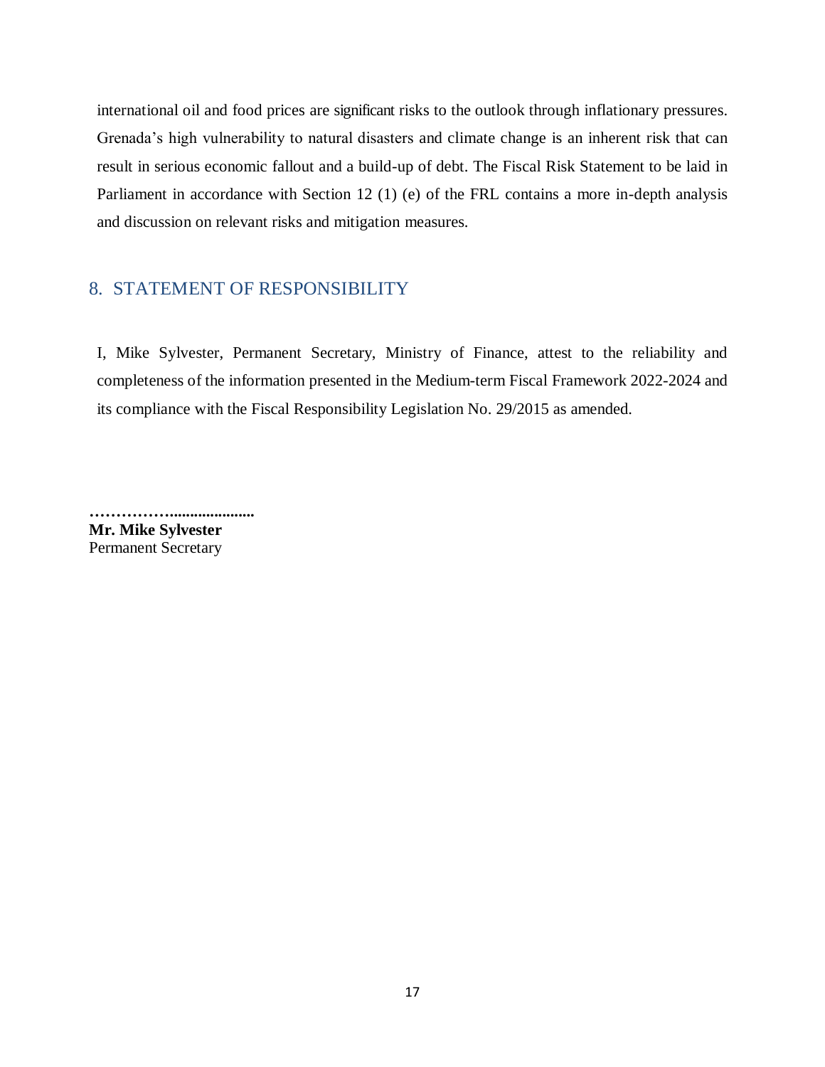international oil and food prices are significant risks to the outlook through inflationary pressures. Grenada's high vulnerability to natural disasters and climate change is an inherent risk that can result in serious economic fallout and a build-up of debt. The Fiscal Risk Statement to be laid in Parliament in accordance with Section 12 (1) (e) of the FRL contains a more in-depth analysis and discussion on relevant risks and mitigation measures.

## 8. STATEMENT OF RESPONSIBILITY

I, Mike Sylvester, Permanent Secretary, Ministry of Finance, attest to the reliability and completeness of the information presented in the Medium-term Fiscal Framework 2022-2024 and its compliance with the Fiscal Responsibility Legislation No. 29/2015 as amended.

………………...................

**Mr. Mike Sylvester**
Permanent Secretary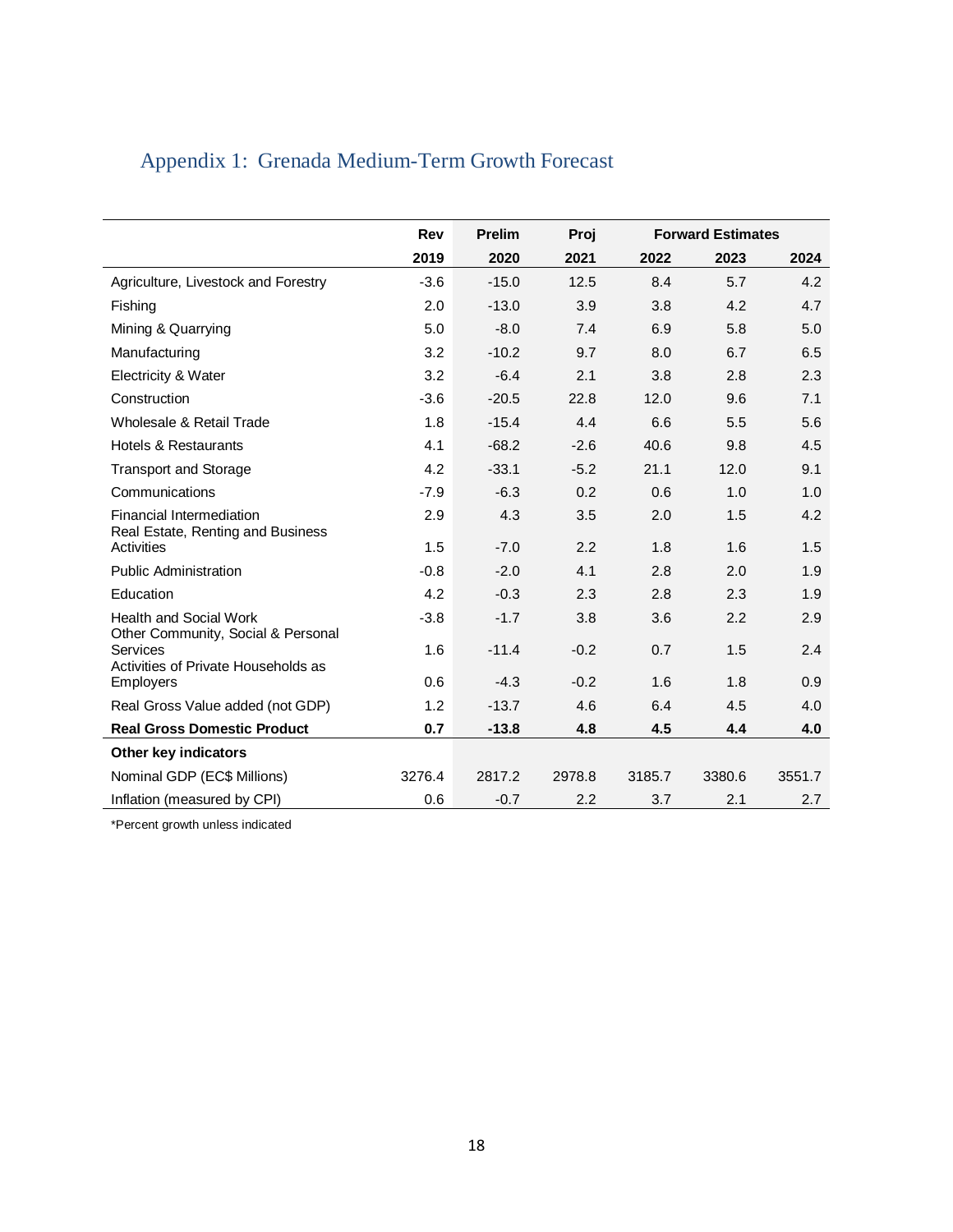## Appendix 1: Grenada Medium-Term Growth Forecast

| | Rev | Prelim | Proj | Forward Estimates | | |
|---|---|---|---|---|---|---|
| | **2019** | **2020** | **2021** | **2022** | **2023** | **2024** |
| Agriculture, Livestock and Forestry | -3.6 | -15.0 | 12.5 | 8.4 | 5.7 | 4.2 |
| Fishing | 2.0 | -13.0 | 3.9 | 3.8 | 4.2 | 4.7 |
| Mining & Quarrying | 5.0 | -8.0 | 7.4 | 6.9 | 5.8 | 5.0 |
| Manufacturing | 3.2 | -10.2 | 9.7 | 8.0 | 6.7 | 6.5 |
| Electricity & Water | 3.2 | -6.4 | 2.1 | 3.8 | 2.8 | 2.3 |
| Construction | -3.6 | -20.5 | 22.8 | 12.0 | 9.6 | 7.1 |
| Wholesale & Retail Trade | 1.8 | -15.4 | 4.4 | 6.6 | 5.5 | 5.6 |
| Hotels & Restaurants | 4.1 | -68.2 | -2.6 | 40.6 | 9.8 | 4.5 |
| Transport and Storage | 4.2 | -33.1 | -5.2 | 21.1 | 12.0 | 9.1 |
| Communications | -7.9 | -6.3 | 0.2 | 0.6 | 1.0 | 1.0 |
| Financial Intermediation | 2.9 | 4.3 | 3.5 | 2.0 | 1.5 | 4.2 |
| Real Estate, Renting and Business Activities | 1.5 | -7.0 | 2.2 | 1.8 | 1.6 | 1.5 |
| Public Administration | -0.8 | -2.0 | 4.1 | 2.8 | 2.0 | 1.9 |
| Education | 4.2 | -0.3 | 2.3 | 2.8 | 2.3 | 1.9 |
| Health and Social Work | -3.8 | -1.7 | 3.8 | 3.6 | 2.2 | 2.9 |
| Other Community, Social & Personal Services | 1.6 | -11.4 | -0.2 | 0.7 | 1.5 | 2.4 |
| Activities of Private Households as Employers | 0.6 | -4.3 | -0.2 | 1.6 | 1.8 | 0.9 |
| Real Gross Value added (not GDP) | 1.2 | -13.7 | 4.6 | 6.4 | 4.5 | 4.0 |
| **Real Gross Domestic Product** | **0.7** | **-13.8** | **4.8** | **4.5** | **4.4** | **4.0** |
| **Other key indicators** | | | | | | |
| Nominal GDP (EC$ Millions) | 3276.4 | 2817.2 | 2978.8 | 3185.7 | 3380.6 | 3551.7 |
| Inflation (measured by CPI) | 0.6 | -0.7 | 2.2 | 3.7 | 2.1 | 2.7 |

*Percent growth unless indicated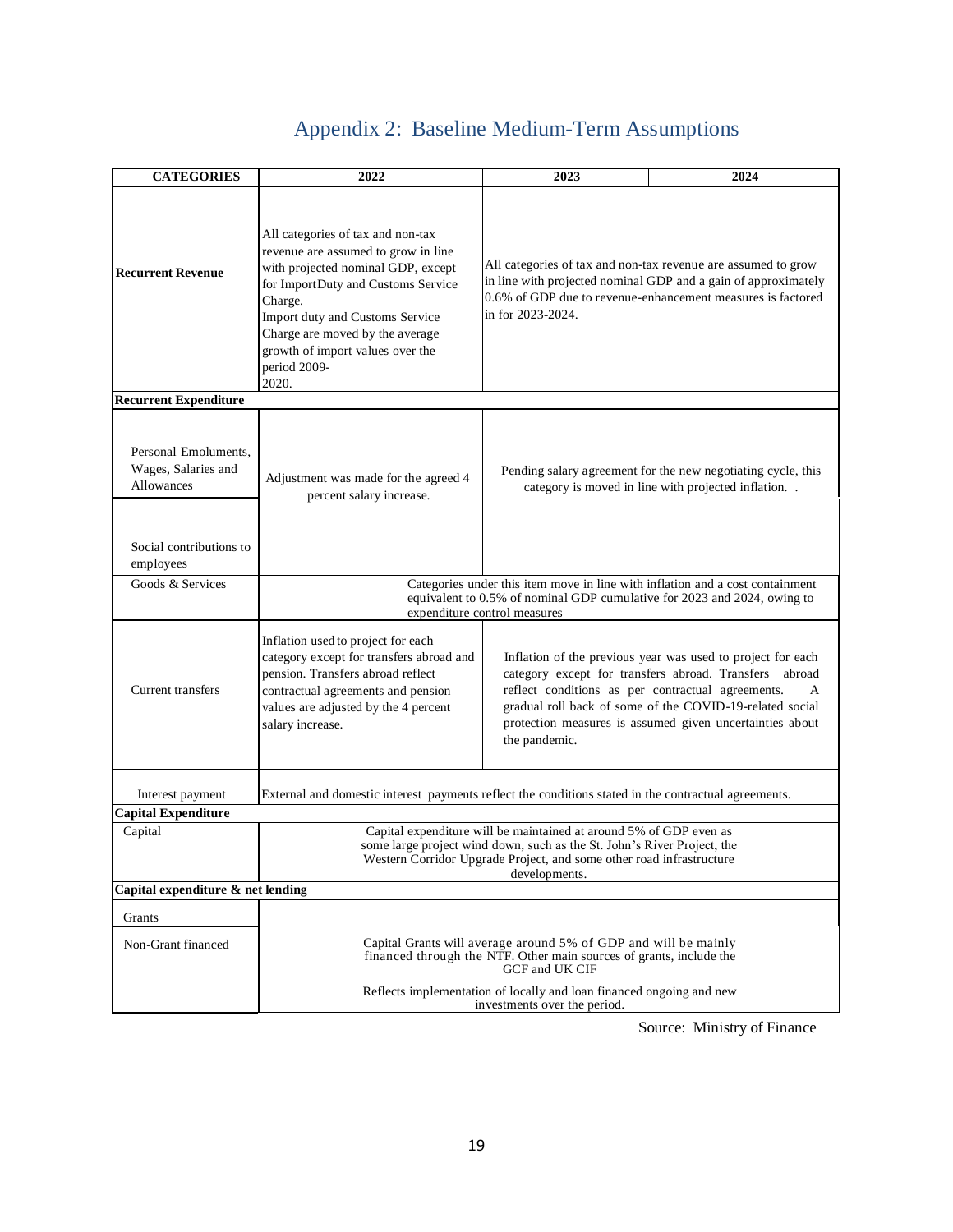# Appendix 2: Baseline Medium-Term Assumptions

| CATEGORIES | 2022 | 2023 | 2024 |
|---|---|---|---|
| **Recurrent Revenue** | All categories of tax and non-tax revenue are assumed to grow in line with projected nominal GDP, except for ImportDuty and Customs Service Charge. Import duty and Customs Service Charge are moved by the average growth of import values over the period 2009-2020. | All categories of tax and non-tax revenue are assumed to grow in line with projected nominal GDP and a gain of approximately 0.6% of GDP due to revenue-enhancement measures is factored in for 2023-2024. | |
| **Recurrent Expenditure** | | | |
| Personal Emoluments, Wages, Salaries and Allowances | Adjustment was made for the agreed 4 percent salary increase. | Pending salary agreement for the new negotiating cycle, this category is moved in line with projected inflation. . | |
| Social contributions to employees | | | |
| Goods & Services | Categories under this item move in line with inflation and a cost containment equivalent to 0.5% of nominal GDP cumulative for 2023 and 2024, owing to expenditure control measures | | |
| Current transfers | Inflation used to project for each category except for transfers abroad and pension. Transfers abroad reflect contractual agreements and pension values are adjusted by the 4 percent salary increase. | Inflation of the previous year was used to project for each category except for transfers abroad. Transfers abroad reflect conditions as per contractual agreements. A gradual roll back of some of the COVID-19-related social protection measures is assumed given uncertainties about the pandemic. | |
| Interest payment | External and domestic interest payments reflect the conditions stated in the contractual agreements. | | |
| **Capital Expenditure** | | | |
| Capital | Capital expenditure will be maintained at around 5% of GDP even as some large project wind down, such as the St. John's River Project, the Western Corridor Upgrade Project, and some other road infrastructure developments. | | |
| **Capital expenditure & net lending** | | | |
| Grants | Capital Grants will average around 5% of GDP and will be mainly financed through the NTF. Other main sources of grants, include the GCF and UK CIF | | |
| Non-Grant financed | Reflects implementation of locally and loan financed ongoing and new investments over the period. | | |

Source: Ministry of Finance